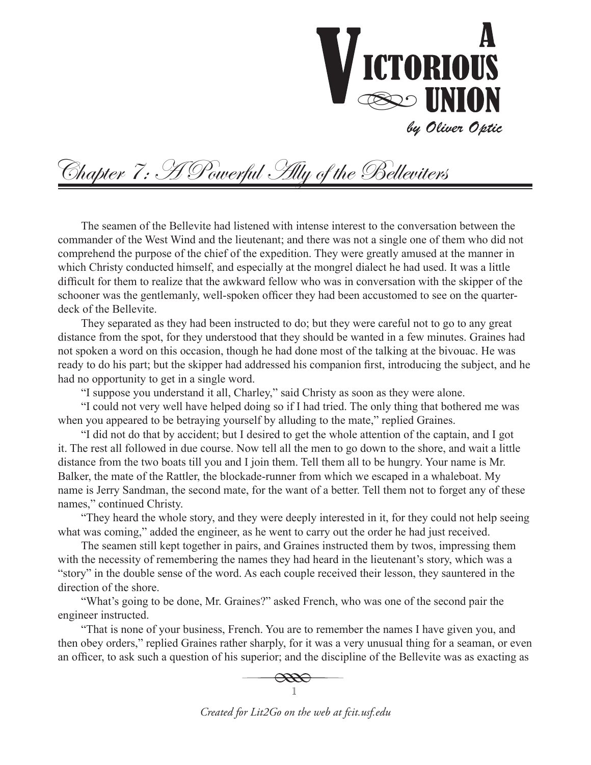# A Victorious Union

*by Oliver Optic*

## Chapter 7: A Powerful Ally of the Belleviters

The seamen of the Bellevite had listened with intense interest to the conversation between the commander of the West Wind and the lieutenant; and there was not a single one of them who did not comprehend the purpose of the chief of the expedition. They were greatly amused at the manner in which Christy conducted himself, and especially at the mongrel dialect he had used. It was a little difficult for them to realize that the awkward fellow who was in conversation with the skipper of the schooner was the gentlemanly, well-spoken officer they had been accustomed to see on the quarter-deck of the Bellevite.

They separated as they had been instructed to do; but they were careful not to go to any great distance from the spot, for they understood that they should be wanted in a few minutes. Graines had not spoken a word on this occasion, though he had done most of the talking at the bivouac. He was ready to do his part; but the skipper had addressed his companion first, introducing the subject, and he had no opportunity to get in a single word.

"I suppose you understand it all, Charley," said Christy as soon as they were alone.

"I could not very well have helped doing so if I had tried. The only thing that bothered me was when you appeared to be betraying yourself by alluding to the mate," replied Graines.

"I did not do that by accident; but I desired to get the whole attention of the captain, and I got it. The rest all followed in due course. Now tell all the men to go down to the shore, and wait a little distance from the two boats till you and I join them. Tell them all to be hungry. Your name is Mr. Balker, the mate of the Rattler, the blockade-runner from which we escaped in a whaleboat. My name is Jerry Sandman, the second mate, for the want of a better. Tell them not to forget any of these names," continued Christy.

"They heard the whole story, and they were deeply interested in it, for they could not help seeing what was coming," added the engineer, as he went to carry out the order he had just received.

The seamen still kept together in pairs, and Graines instructed them by twos, impressing them with the necessity of remembering the names they had heard in the lieutenant's story, which was a "story" in the double sense of the word. As each couple received their lesson, they sauntered in the direction of the shore.

"What's going to be done, Mr. Graines?" asked French, who was one of the second pair the engineer instructed.

"That is none of your business, French. You are to remember the names I have given you, and then obey orders," replied Graines rather sharply, for it was a very unusual thing for a seaman, or even an officer, to ask such a question of his superior; and the discipline of the Bellevite was as exacting as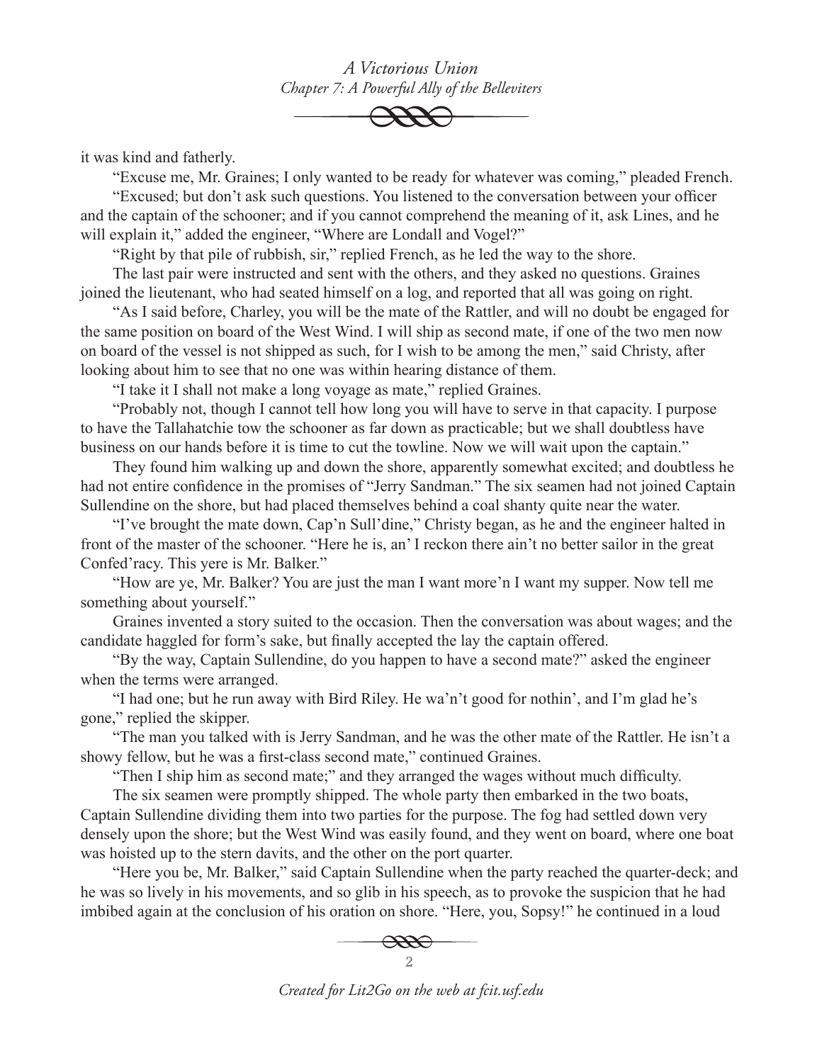it was kind and fatherly.

"Excuse me, Mr. Graines; I only wanted to be ready for whatever was coming," pleaded French.

"Excused; but don't ask such questions. You listened to the conversation between your officer and the captain of the schooner; and if you cannot comprehend the meaning of it, ask Lines, and he will explain it," added the engineer, "Where are Londall and Vogel?"

"Right by that pile of rubbish, sir," replied French, as he led the way to the shore.

The last pair were instructed and sent with the others, and they asked no questions. Graines joined the lieutenant, who had seated himself on a log, and reported that all was going on right.

"As I said before, Charley, you will be the mate of the Rattler, and will no doubt be engaged for the same position on board of the West Wind. I will ship as second mate, if one of the two men now on board of the vessel is not shipped as such, for I wish to be among the men," said Christy, after looking about him to see that no one was within hearing distance of them.

"I take it I shall not make a long voyage as mate," replied Graines.

"Probably not, though I cannot tell how long you will have to serve in that capacity. I purpose to have the Tallahatchie tow the schooner as far down as practicable; but we shall doubtless have business on our hands before it is time to cut the towline. Now we will wait upon the captain."

They found him walking up and down the shore, apparently somewhat excited; and doubtless he had not entire confidence in the promises of "Jerry Sandman." The six seamen had not joined Captain Sullendine on the shore, but had placed themselves behind a coal shanty quite near the water.

"I've brought the mate down, Cap'n Sull'dine," Christy began, as he and the engineer halted in front of the master of the schooner. "Here he is, an' I reckon there ain't no better sailor in the great Confed'racy. This yere is Mr. Balker."

"How are ye, Mr. Balker? You are just the man I want more'n I want my supper. Now tell me something about yourself."

Graines invented a story suited to the occasion. Then the conversation was about wages; and the candidate haggled for form's sake, but finally accepted the lay the captain offered.

"By the way, Captain Sullendine, do you happen to have a second mate?" asked the engineer when the terms were arranged.

"I had one; but he run away with Bird Riley. He wa'n't good for nothin', and I'm glad he's gone," replied the skipper.

"The man you talked with is Jerry Sandman, and he was the other mate of the Rattler. He isn't a showy fellow, but he was a first-class second mate," continued Graines.

"Then I ship him as second mate;" and they arranged the wages without much difficulty.

The six seamen were promptly shipped. The whole party then embarked in the two boats, Captain Sullendine dividing them into two parties for the purpose. The fog had settled down very densely upon the shore; but the West Wind was easily found, and they went on board, where one boat was hoisted up to the stern davits, and the other on the port quarter.

"Here you be, Mr. Balker," said Captain Sullendine when the party reached the quarter-deck; and he was so lively in his movements, and so glib in his speech, as to provoke the suspicion that he had imbibed again at the conclusion of his oration on shore. "Here, you, Sopsy!" he continued in a loud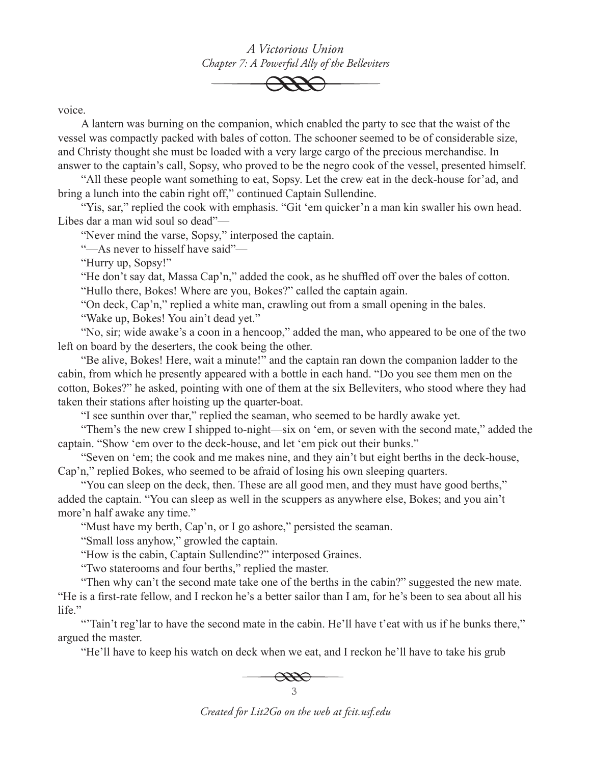voice.

A lantern was burning on the companion, which enabled the party to see that the waist of the vessel was compactly packed with bales of cotton. The schooner seemed to be of considerable size, and Christy thought she must be loaded with a very large cargo of the precious merchandise. In answer to the captain's call, Sopsy, who proved to be the negro cook of the vessel, presented himself.

"All these people want something to eat, Sopsy. Let the crew eat in the deck-house for'ad, and bring a lunch into the cabin right off," continued Captain Sullendine.

"Yis, sar," replied the cook with emphasis. "Git 'em quicker'n a man kin swaller his own head. Libes dar a man wid soul so dead"—

"Never mind the varse, Sopsy," interposed the captain.

"—As never to hisself have said"—

"Hurry up, Sopsy!"

"He don't say dat, Massa Cap'n," added the cook, as he shuffled off over the bales of cotton.

"Hullo there, Bokes! Where are you, Bokes?" called the captain again.

"On deck, Cap'n," replied a white man, crawling out from a small opening in the bales.

"Wake up, Bokes! You ain't dead yet."

"No, sir; wide awake's a coon in a hencoop," added the man, who appeared to be one of the two left on board by the deserters, the cook being the other.

"Be alive, Bokes! Here, wait a minute!" and the captain ran down the companion ladder to the cabin, from which he presently appeared with a bottle in each hand. "Do you see them men on the cotton, Bokes?" he asked, pointing with one of them at the six Belleviters, who stood where they had taken their stations after hoisting up the quarter-boat.

"I see sunthin over thar," replied the seaman, who seemed to be hardly awake yet.

"Them's the new crew I shipped to-night—six on 'em, or seven with the second mate," added the captain. "Show 'em over to the deck-house, and let 'em pick out their bunks."

"Seven on 'em; the cook and me makes nine, and they ain't but eight berths in the deck-house, Cap'n," replied Bokes, who seemed to be afraid of losing his own sleeping quarters.

"You can sleep on the deck, then. These are all good men, and they must have good berths," added the captain. "You can sleep as well in the scuppers as anywhere else, Bokes; and you ain't more'n half awake any time."

"Must have my berth, Cap'n, or I go ashore," persisted the seaman.

"Small loss anyhow," growled the captain.

"How is the cabin, Captain Sullendine?" interposed Graines.

"Two staterooms and four berths," replied the master.

"Then why can't the second mate take one of the berths in the cabin?" suggested the new mate. "He is a first-rate fellow, and I reckon he's a better sailor than I am, for he's been to sea about all his life."

"'Tain't reg'lar to have the second mate in the cabin. He'll have t'eat with us if he bunks there," argued the master.

"He'll have to keep his watch on deck when we eat, and I reckon he'll have to take his grub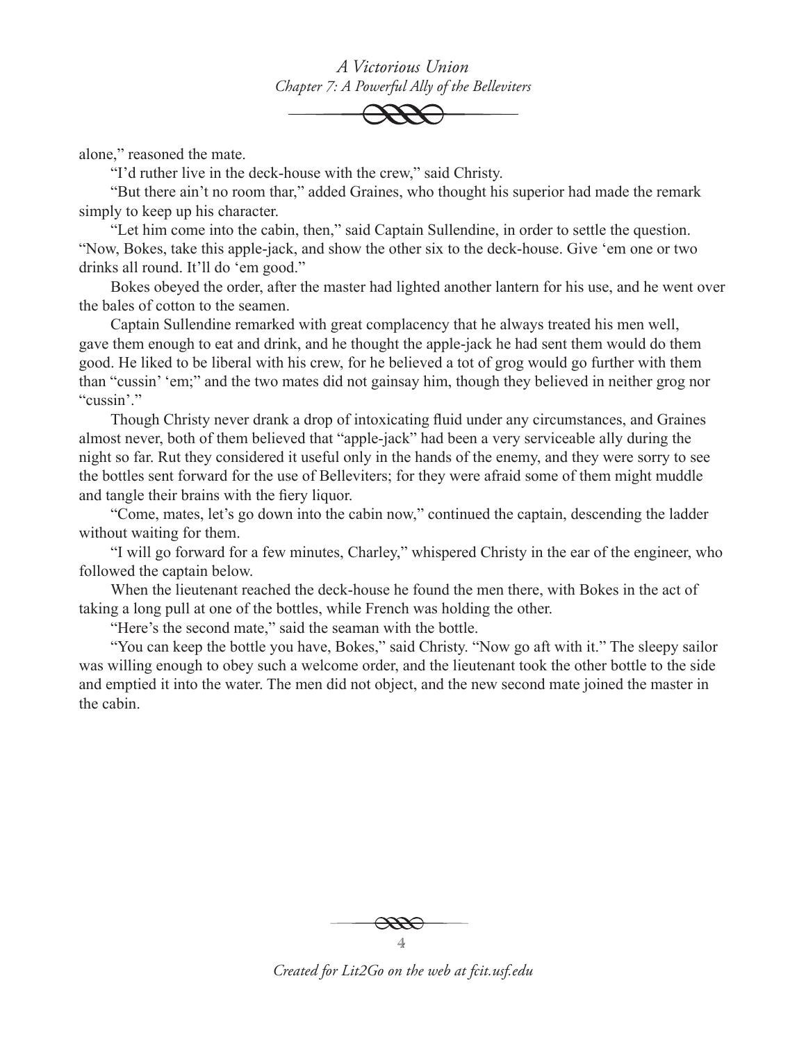alone," reasoned the mate.

"I'd ruther live in the deck-house with the crew," said Christy.

"But there ain't no room thar," added Graines, who thought his superior had made the remark simply to keep up his character.

"Let him come into the cabin, then," said Captain Sullendine, in order to settle the question. "Now, Bokes, take this apple-jack, and show the other six to the deck-house. Give 'em one or two drinks all round. It'll do 'em good."

Bokes obeyed the order, after the master had lighted another lantern for his use, and he went over the bales of cotton to the seamen.

Captain Sullendine remarked with great complacency that he always treated his men well, gave them enough to eat and drink, and he thought the apple-jack he had sent them would do them good. He liked to be liberal with his crew, for he believed a tot of grog would go further with them than "cussin' 'em;" and the two mates did not gainsay him, though they believed in neither grog nor "cussin'."

Though Christy never drank a drop of intoxicating fluid under any circumstances, and Graines almost never, both of them believed that "apple-jack" had been a very serviceable ally during the night so far. Rut they considered it useful only in the hands of the enemy, and they were sorry to see the bottles sent forward for the use of Belleviters; for they were afraid some of them might muddle and tangle their brains with the fiery liquor.

"Come, mates, let's go down into the cabin now," continued the captain, descending the ladder without waiting for them.

"I will go forward for a few minutes, Charley," whispered Christy in the ear of the engineer, who followed the captain below.

When the lieutenant reached the deck-house he found the men there, with Bokes in the act of taking a long pull at one of the bottles, while French was holding the other.

"Here's the second mate," said the seaman with the bottle.

"You can keep the bottle you have, Bokes," said Christy. "Now go aft with it." The sleepy sailor was willing enough to obey such a welcome order, and the lieutenant took the other bottle to the side and emptied it into the water. The men did not object, and the new second mate joined the master in the cabin.